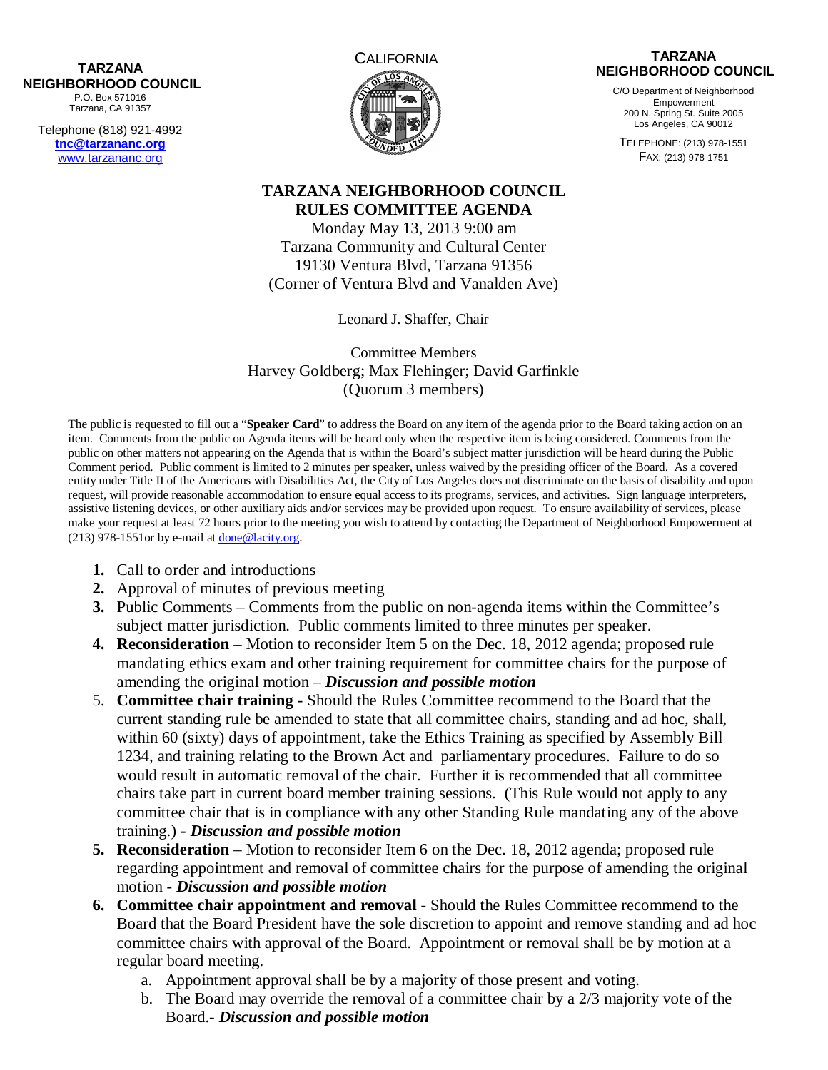**TARZANA NEIGHBORHOOD COUNCIL**
P.O. Box 571016
Tarzana, CA 91357

Telephone (818) 921-4992
**tnc@tarzananc.org**
www.tarzananc.org

CALIFORNIA

**TARZANA NEIGHBORHOOD COUNCIL**
C/O Department of Neighborhood Empowerment
200 N. Spring St. Suite 2005
Los Angeles, CA 90012

TELEPHONE: (213) 978-1551
FAX: (213) 978-1751

# TARZANA NEIGHBORHOOD COUNCIL
## RULES COMMITTEE AGENDA

Monday May 13, 2013 9:00 am
Tarzana Community and Cultural Center
19130 Ventura Blvd, Tarzana 91356
(Corner of Ventura Blvd and Vanalden Ave)

Leonard J. Shaffer, Chair

Committee Members
Harvey Goldberg; Max Flehinger; David Garfinkle
(Quorum 3 members)

The public is requested to fill out a "**Speaker Card**" to address the Board on any item of the agenda prior to the Board taking action on an item. Comments from the public on Agenda items will be heard only when the respective item is being considered. Comments from the public on other matters not appearing on the Agenda that is within the Board's subject matter jurisdiction will be heard during the Public Comment period. Public comment is limited to 2 minutes per speaker, unless waived by the presiding officer of the Board. As a covered entity under Title II of the Americans with Disabilities Act, the City of Los Angeles does not discriminate on the basis of disability and upon request, will provide reasonable accommodation to ensure equal access to its programs, services, and activities. Sign language interpreters, assistive listening devices, or other auxiliary aids and/or services may be provided upon request. To ensure availability of services, please make your request at least 72 hours prior to the meeting you wish to attend by contacting the Department of Neighborhood Empowerment at (213) 978-1551or by e-mail at done@lacity.org.

1. Call to order and introductions
2. Approval of minutes of previous meeting
3. Public Comments – Comments from the public on non-agenda items within the Committee's subject matter jurisdiction. Public comments limited to three minutes per speaker.
4. **Reconsideration** – Motion to reconsider Item 5 on the Dec. 18, 2012 agenda; proposed rule mandating ethics exam and other training requirement for committee chairs for the purpose of amending the original motion – ***Discussion and possible motion***
5. **Committee chair training** - Should the Rules Committee recommend to the Board that the current standing rule be amended to state that all committee chairs, standing and ad hoc, shall, within 60 (sixty) days of appointment, take the Ethics Training as specified by Assembly Bill 1234, and training relating to the Brown Act and parliamentary procedures. Failure to do so would result in automatic removal of the chair. Further it is recommended that all committee chairs take part in current board member training sessions. (This Rule would not apply to any committee chair that is in compliance with any other Standing Rule mandating any of the above training.) **- *Discussion and possible motion***
5. **Reconsideration** – Motion to reconsider Item 6 on the Dec. 18, 2012 agenda; proposed rule regarding appointment and removal of committee chairs for the purpose of amending the original motion - ***Discussion and possible motion***
6. **Committee chair appointment and removal** - Should the Rules Committee recommend to the Board that the Board President have the sole discretion to appoint and remove standing and ad hoc committee chairs with approval of the Board. Appointment or removal shall be by motion at a regular board meeting.
   a. Appointment approval shall be by a majority of those present and voting.
   b. The Board may override the removal of a committee chair by a 2/3 majority vote of the Board.- ***Discussion and possible motion***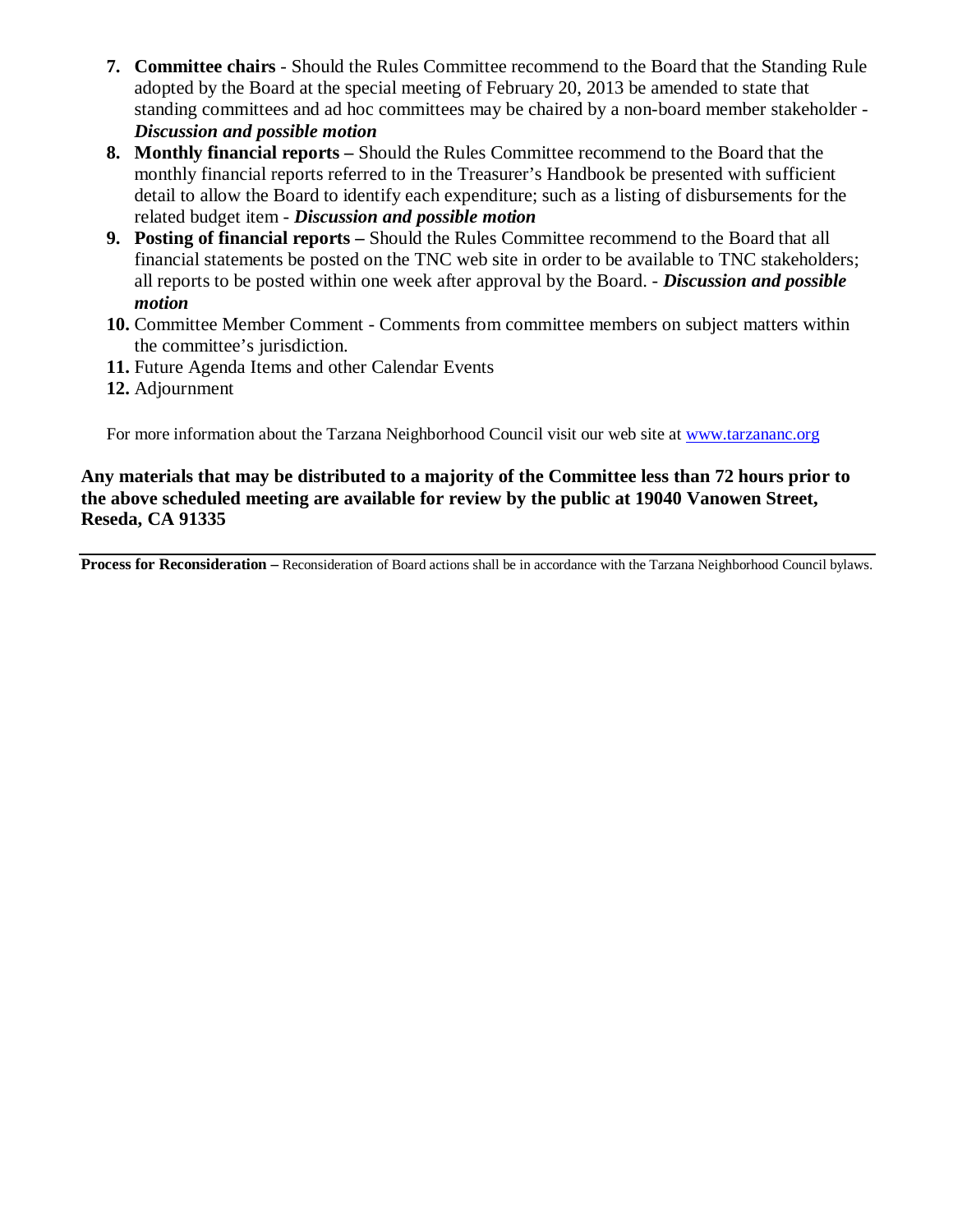7. **Committee chairs** - Should the Rules Committee recommend to the Board that the Standing Rule adopted by the Board at the special meeting of February 20, 2013 be amended to state that standing committees and ad hoc committees may be chaired by a non-board member stakeholder - ***Discussion and possible motion***
8. **Monthly financial reports –** Should the Rules Committee recommend to the Board that the monthly financial reports referred to in the Treasurer's Handbook be presented with sufficient detail to allow the Board to identify each expenditure; such as a listing of disbursements for the related budget item - ***Discussion and possible motion***
9. **Posting of financial reports –** Should the Rules Committee recommend to the Board that all financial statements be posted on the TNC web site in order to be available to TNC stakeholders; all reports to be posted within one week after approval by the Board. - ***Discussion and possible motion***
10. Committee Member Comment - Comments from committee members on subject matters within the committee's jurisdiction.
11. Future Agenda Items and other Calendar Events
12. Adjournment

For more information about the Tarzana Neighborhood Council visit our web site at www.tarzananc.org

**Any materials that may be distributed to a majority of the Committee less than 72 hours prior to the above scheduled meeting are available for review by the public at 19040 Vanowen Street, Reseda, CA 91335**

---

**Process for Reconsideration –** Reconsideration of Board actions shall be in accordance with the Tarzana Neighborhood Council bylaws.